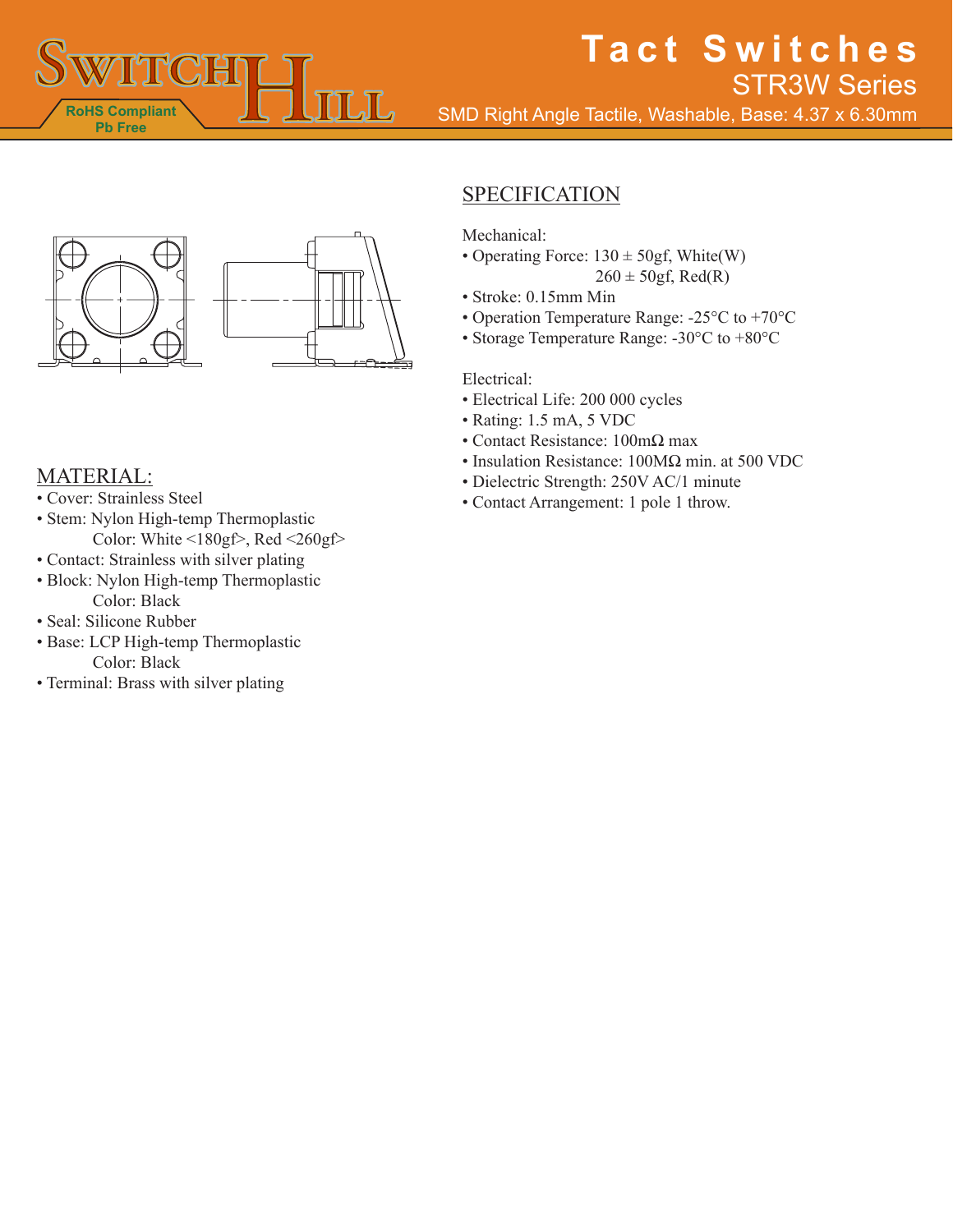# Tact Switches

## STR3W Series

SMD Right Angle Tactile, Washable, Base: 4.37 x 6.30mm

RoHS Compliant
Pb Free

## SPECIFICATION

Mechanical:

- Operating Force: 130 ± 50gf, White(W)
  260 ± 50gf, Red(R)
- Stroke: 0.15mm Min
- Operation Temperature Range: -25°C to +70°C
- Storage Temperature Range: -30°C to +80°C

Electrical:

- Electrical Life: 200 000 cycles
- Rating: 1.5 mA, 5 VDC
- Contact Resistance: 100mΩ max
- Insulation Resistance: 100MΩ min. at 500 VDC
- Dielectric Strength: 250V AC/1 minute
- Contact Arrangement: 1 pole 1 throw.

## MATERIAL:

- Cover: Strainless Steel
- Stem: Nylon High-temp Thermoplastic
  Color: White <180gf>, Red <260gf>
- Contact: Strainless with silver plating
- Block: Nylon High-temp Thermoplastic
  Color: Black
- Seal: Silicone Rubber
- Base: LCP High-temp Thermoplastic
  Color: Black
- Terminal: Brass with silver plating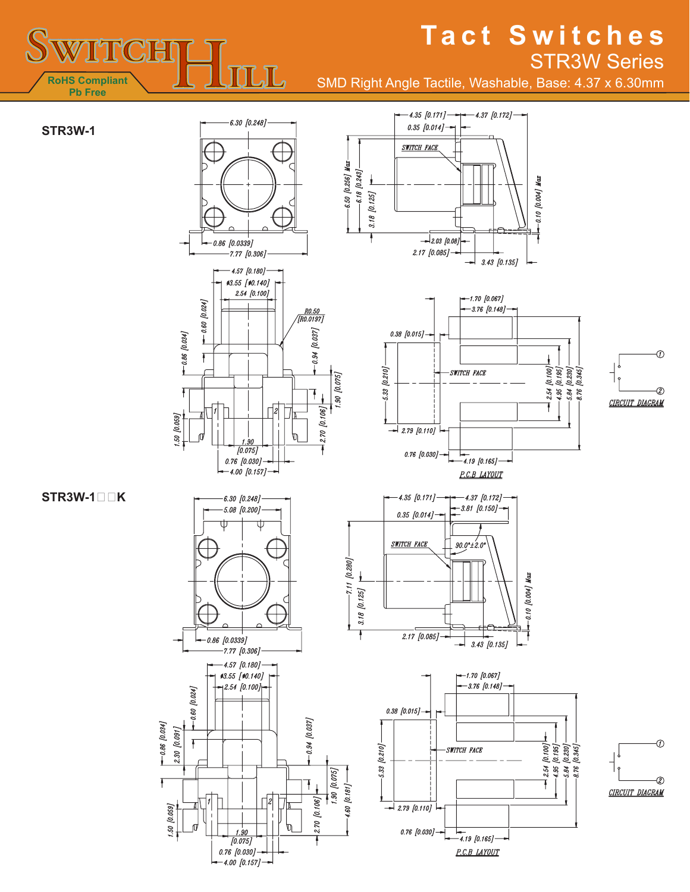# Tact Switches

## STR3W Series

SMD Right Angle Tactile, Washable, Base: 4.37 x 6.30mm

RoHS Compliant
Pb Free

### STR3W-1

6.30 [0.248]
0.86 [0.0339]
7.77 [0.306]

4.35 [0.171]
4.37 [0.172]
0.35 [0.014]
SWITCH FACE
6.50 [0.256] Max
6.18 [0.243]
3.18 [0.125]
0.10 [0.004] Max
2.03 [0.08]
2.17 [0.085]
3.43 [0.135]

4.57 [0.180]
ø3.55 [ø0.140]
2.54 [0.100]
R0.50 [R0.0197]
0.60 [0.024]
0.86 [0.034]
0.94 [0.037]
1.90 [0.075]
2.70 [0.106]
1.50 [0.059]
1.90 [0.075]
0.76 [0.030]
4.00 [0.157]

1.70 [0.067]
3.76 [0.148]
0.38 [0.015]
5.33 [0.210]
SWITCH FACE
2.54 [0.100]
4.95 [0.195]
5.84 [0.230]
8.76 [0.345]
2.79 [0.110]
0.76 [0.030]
4.19 [0.165]

P.C.B LAYOUT

CIRCUIT DIAGRAM

### STR3W-1□□K

6.30 [0.248]
5.08 [0.200]
0.86 [0.0339]
7.77 [0.306]

4.35 [0.171]
4.37 [0.172]
3.81 [0.150]
0.35 [0.014]
SWITCH FACE
90.0°±2.0°
7.11 [0.280]
3.18 [0.125]
0.10 [0.004] Max
2.17 [0.085]
3.43 [0.135]

4.57 [0.180]
ø3.55 [ø0.140]
2.54 [0.100]
0.60 [0.024]
0.86 [0.034]
2.30 [0.091]
0.94 [0.037]
1.90 [0.075]
2.70 [0.106]
4.60 [0.181]
1.50 [0.059]
1.90 [0.075]
0.76 [0.030]
4.00 [0.157]

1.70 [0.067]
3.76 [0.148]
0.38 [0.015]
5.33 [0.210]
SWITCH FACE
2.54 [0.100]
4.95 [0.195]
5.84 [0.230]
8.76 [0.345]
2.79 [0.110]
0.76 [0.030]
4.19 [0.165]

P.C.B LAYOUT

CIRCUIT DIAGRAM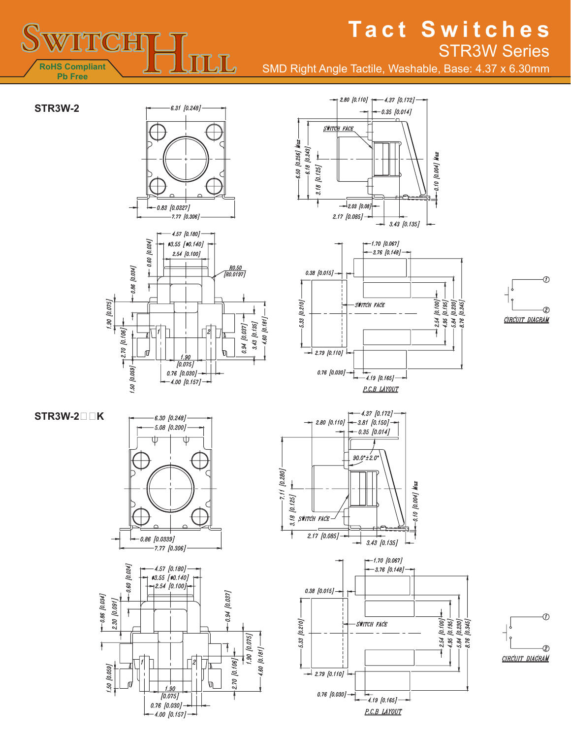# Tact Switches

## STR3W Series

SMD Right Angle Tactile, Washable, Base: 4.37 x 6.30mm

RoHS Compliant
Pb Free

### STR3W-2

6.31 [0.248]
0.83 [0.0327]
7.77 [0.306]

2.80 [0.110]
4.37 [0.172]
0.35 [0.014]
SWITCH FACE
6.50 [0.256] Max
6.18 [0.243]
3.18 [0.125]
0.10 [0.004] Max
2.03 [0.08]
2.17 [0.085]
3.43 [0.135]

4.57 [0.180]
Ø3.55 [Ø0.140]
2.54 [0.100]
0.60 [0.024]
R0.50 [R0.0197]
0.86 [0.034]
1.90 [0.075]
2.70 [0.106]
1.50 [0.059]
0.94 [0.037]
3.43 [0.135]
4.60 [0.181]
1.90 [0.075]
0.76 [0.030]
4.00 [0.157]

1.70 [0.067]
3.76 [0.148]
0.38 [0.015]
SWITCH FACE
5.33 [0.210]
2.54 [0.100]
4.95 [0.195]
5.84 [0.230]
8.76 [0.345]
2.79 [0.110]
0.76 [0.030]
4.19 [0.165]
P.C.B LAYOUT

CIRCUIT DIAGRAM

### STR3W-2□□K

6.30 [0.248]
5.08 [0.200]
0.86 [0.0339]
7.77 [0.306]

4.37 [0.172]
2.80 [0.110]
3.81 [0.150]
0.35 [0.014]
90.0°±2.0°
7.11 [0.280]
3.18 [0.125]
SWITCH FACE
0.10 [0.004] Max
2.17 [0.085]
3.43 [0.135]

4.57 [0.180]
Ø3.55 [Ø0.140]
2.54 [0.100]
0.60 [0.024]
0.86 [0.034]
2.30 [0.091]
0.94 [0.037]
1.90 [0.075]
2.70 [0.106]
4.60 [0.181]
1.50 [0.059]
1.90 [0.075]
0.76 [0.030]
4.00 [0.157]

1.70 [0.067]
3.76 [0.148]
0.38 [0.015]
SWITCH FACE
5.33 [0.210]
2.54 [0.100]
4.95 [0.195]
5.84 [0.230]
8.76 [0.345]
2.79 [0.110]
0.76 [0.030]
4.19 [0.165]
P.C.B LAYOUT

CIRCUIT DIAGRAM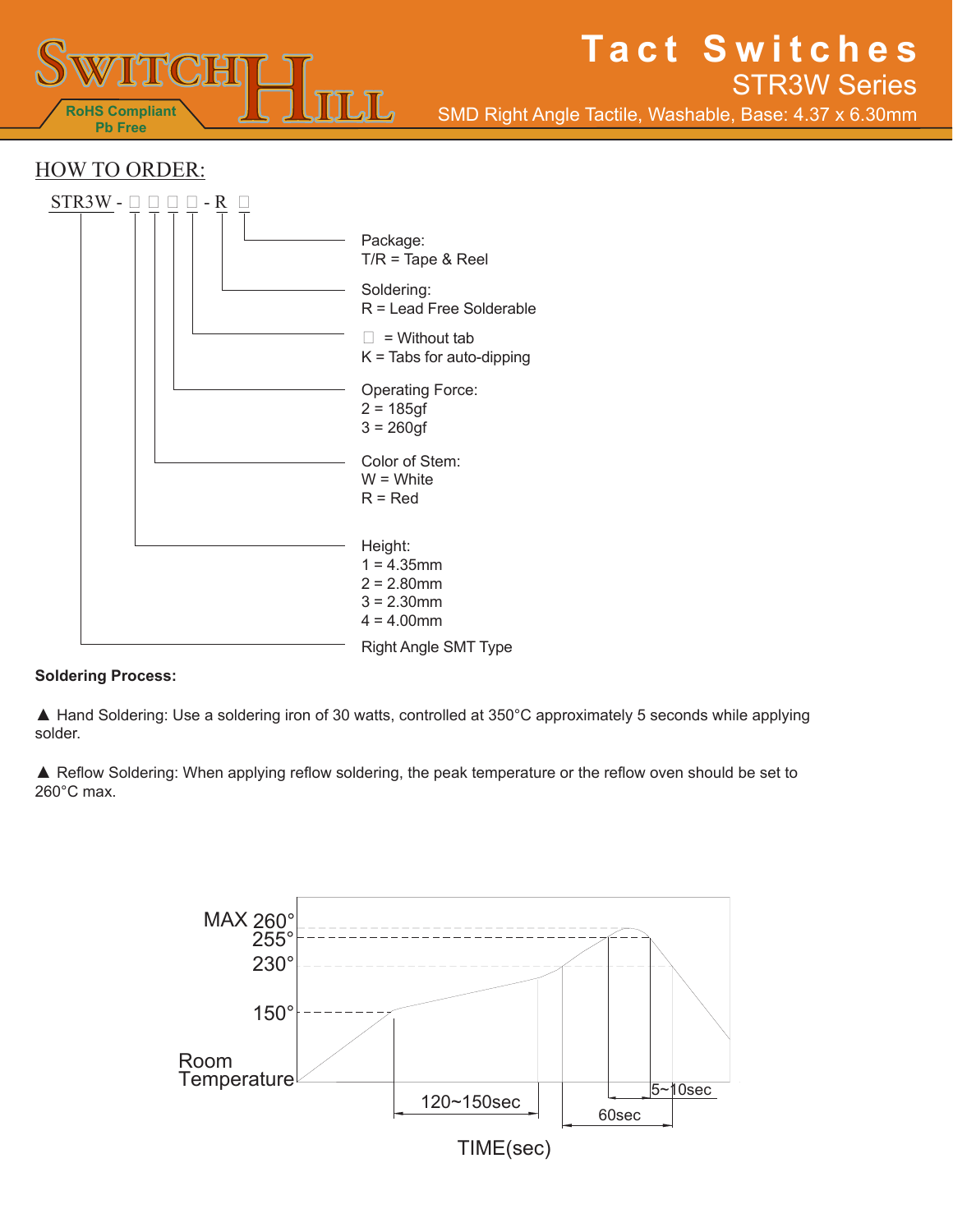# Tact Switches

## STR3W Series

SMD Right Angle Tactile, Washable, Base: 4.37 x 6.30mm

RoHS Compliant
Pb Free

## HOW TO ORDER:

STR3W - □ □ □ □ - R □

Package:
T/R = Tape & Reel

Soldering:
R = Lead Free Solderable

□ = Without tab
K = Tabs for auto-dipping

Operating Force:
2 = 185gf
3 = 260gf

Color of Stem:
W = White
R = Red

Height:
1 = 4.35mm
2 = 2.80mm
3 = 2.30mm
4 = 4.00mm

Right Angle SMT Type

**Soldering Process:**

▲ Hand Soldering: Use a soldering iron of 30 watts, controlled at 350°C approximately 5 seconds while applying solder.

▲ Reflow Soldering: When applying reflow soldering, the peak temperature or the reflow oven should be set to 260°C max.

MAX 260°
255°
230°
150°
Room Temperature
120~150sec
60sec
5~10sec
TIME(sec)